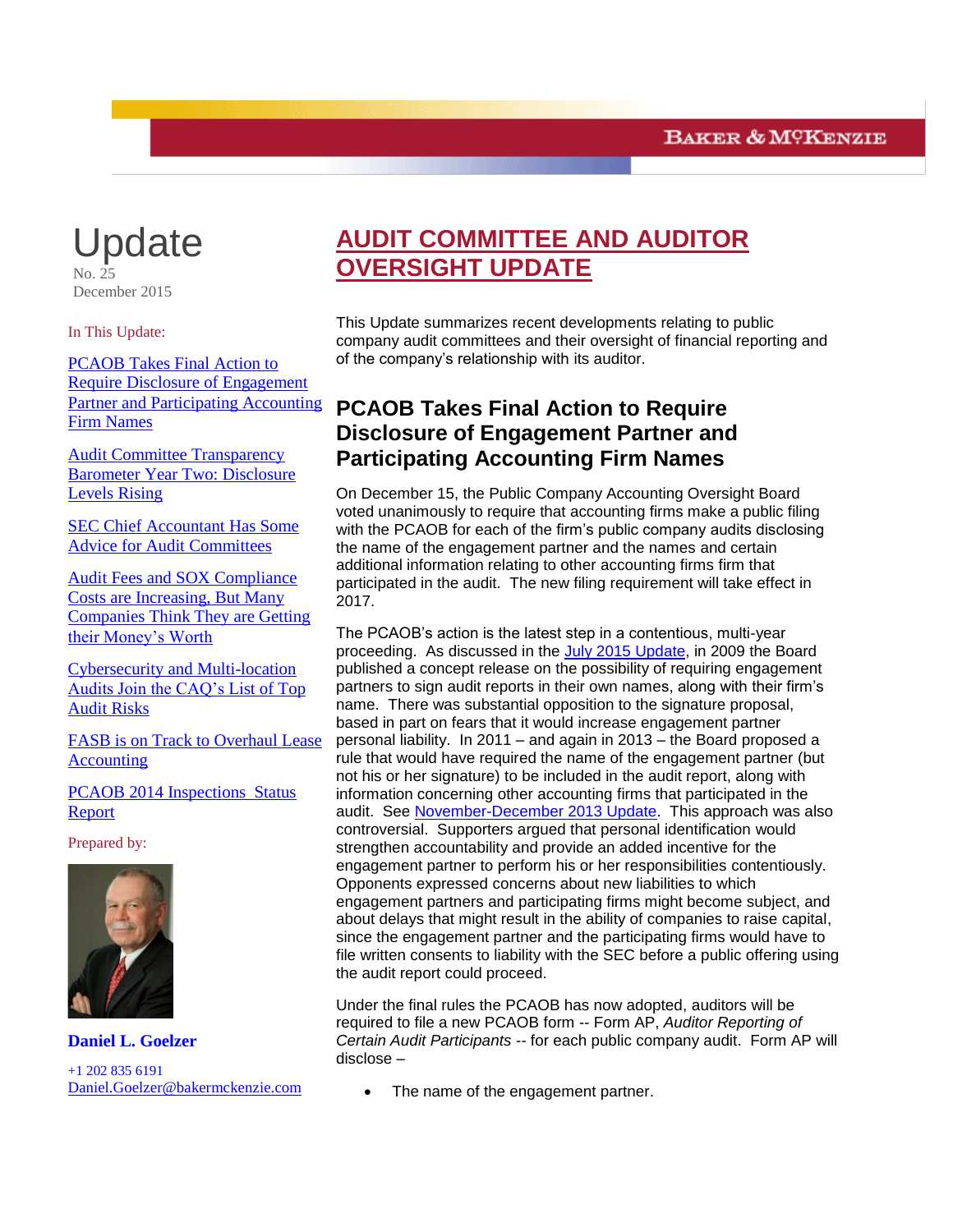Baker & McKenzie

# Update

No. 25
December 2015

In This Update:

- PCAOB Takes Final Action to Require Disclosure of Engagement Partner and Participating Accounting Firm Names
- Audit Committee Transparency Barometer Year Two: Disclosure Levels Rising
- SEC Chief Accountant Has Some Advice for Audit Committees
- Audit Fees and SOX Compliance Costs are Increasing, But Many Companies Think They are Getting their Money's Worth
- Cybersecurity and Multi-location Audits Join the CAQ's List of Top Audit Risks
- FASB is on Track to Overhaul Lease Accounting
- PCAOB 2014 Inspections Status Report

Prepared by:

**Daniel L. Goelzer**

+1 202 835 6191
Daniel.Goelzer@bakermckenzie.com

# AUDIT COMMITTEE AND AUDITOR OVERSIGHT UPDATE

This Update summarizes recent developments relating to public company audit committees and their oversight of financial reporting and of the company's relationship with its auditor.

## PCAOB Takes Final Action to Require Disclosure of Engagement Partner and Participating Accounting Firm Names

On December 15, the Public Company Accounting Oversight Board voted unanimously to require that accounting firms make a public filing with the PCAOB for each of the firm's public company audits disclosing the name of the engagement partner and the names and certain additional information relating to other accounting firms firm that participated in the audit. The new filing requirement will take effect in 2017.

The PCAOB's action is the latest step in a contentious, multi-year proceeding. As discussed in the July 2015 Update, in 2009 the Board published a concept release on the possibility of requiring engagement partners to sign audit reports in their own names, along with their firm's name. There was substantial opposition to the signature proposal, based in part on fears that it would increase engagement partner personal liability. In 2011 – and again in 2013 – the Board proposed a rule that would have required the name of the engagement partner (but not his or her signature) to be included in the audit report, along with information concerning other accounting firms that participated in the audit. See November-December 2013 Update. This approach was also controversial. Supporters argued that personal identification would strengthen accountability and provide an added incentive for the engagement partner to perform his or her responsibilities contentiously. Opponents expressed concerns about new liabilities to which engagement partners and participating firms might become subject, and about delays that might result in the ability of companies to raise capital, since the engagement partner and the participating firms would have to file written consents to liability with the SEC before a public offering using the audit report could proceed.

Under the final rules the PCAOB has now adopted, auditors will be required to file a new PCAOB form -- Form AP, *Auditor Reporting of Certain Audit Participants* -- for each public company audit. Form AP will disclose –

- The name of the engagement partner.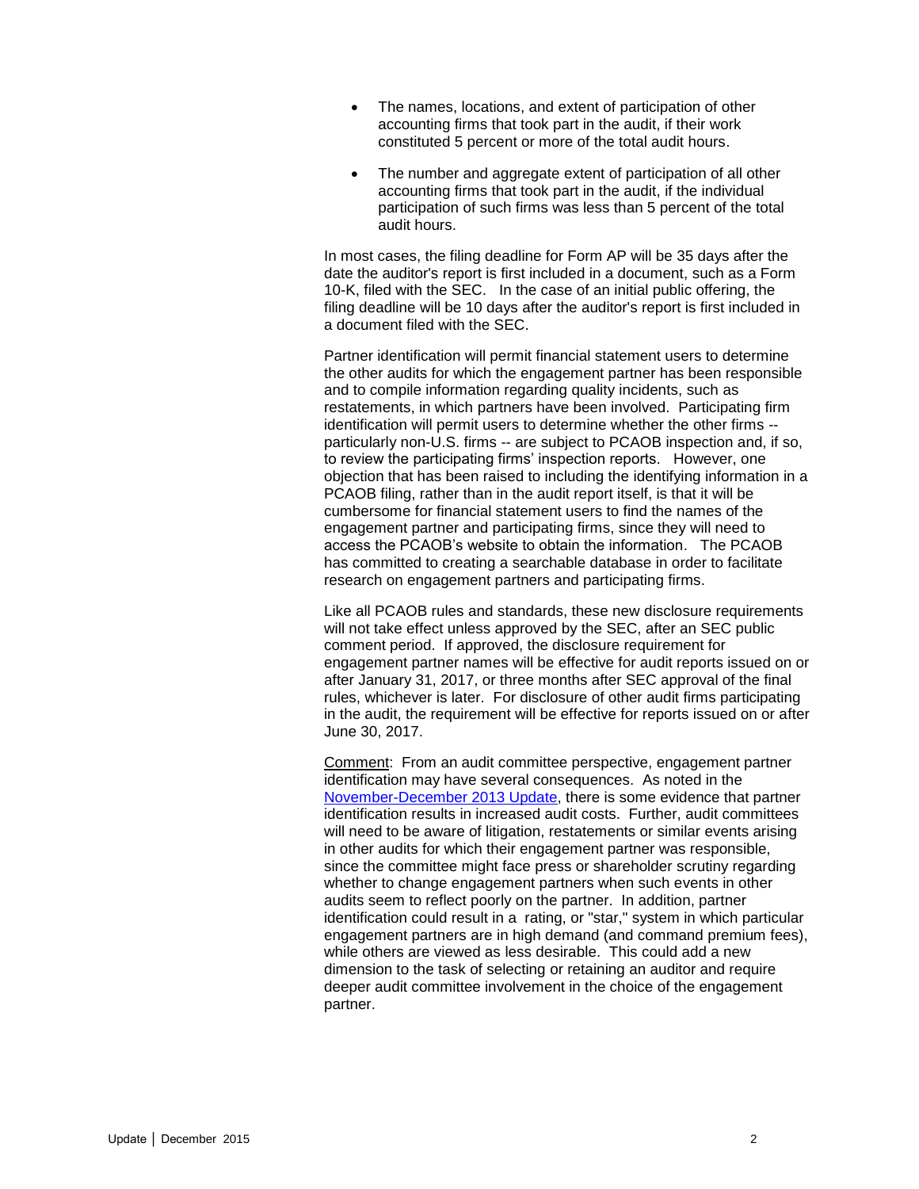- The names, locations, and extent of participation of other accounting firms that took part in the audit, if their work constituted 5 percent or more of the total audit hours.

- The number and aggregate extent of participation of all other accounting firms that took part in the audit, if the individual participation of such firms was less than 5 percent of the total audit hours.

In most cases, the filing deadline for Form AP will be 35 days after the date the auditor's report is first included in a document, such as a Form 10-K, filed with the SEC. In the case of an initial public offering, the filing deadline will be 10 days after the auditor's report is first included in a document filed with the SEC.

Partner identification will permit financial statement users to determine the other audits for which the engagement partner has been responsible and to compile information regarding quality incidents, such as restatements, in which partners have been involved. Participating firm identification will permit users to determine whether the other firms -- particularly non-U.S. firms -- are subject to PCAOB inspection and, if so, to review the participating firms' inspection reports. However, one objection that has been raised to including the identifying information in a PCAOB filing, rather than in the audit report itself, is that it will be cumbersome for financial statement users to find the names of the engagement partner and participating firms, since they will need to access the PCAOB's website to obtain the information. The PCAOB has committed to creating a searchable database in order to facilitate research on engagement partners and participating firms.

Like all PCAOB rules and standards, these new disclosure requirements will not take effect unless approved by the SEC, after an SEC public comment period. If approved, the disclosure requirement for engagement partner names will be effective for audit reports issued on or after January 31, 2017, or three months after SEC approval of the final rules, whichever is later. For disclosure of other audit firms participating in the audit, the requirement will be effective for reports issued on or after June 30, 2017.

Comment: From an audit committee perspective, engagement partner identification may have several consequences. As noted in the November-December 2013 Update, there is some evidence that partner identification results in increased audit costs. Further, audit committees will need to be aware of litigation, restatements or similar events arising in other audits for which their engagement partner was responsible, since the committee might face press or shareholder scrutiny regarding whether to change engagement partners when such events in other audits seem to reflect poorly on the partner. In addition, partner identification could result in a rating, or "star," system in which particular engagement partners are in high demand (and command premium fees), while others are viewed as less desirable. This could add a new dimension to the task of selecting or retaining an auditor and require deeper audit committee involvement in the choice of the engagement partner.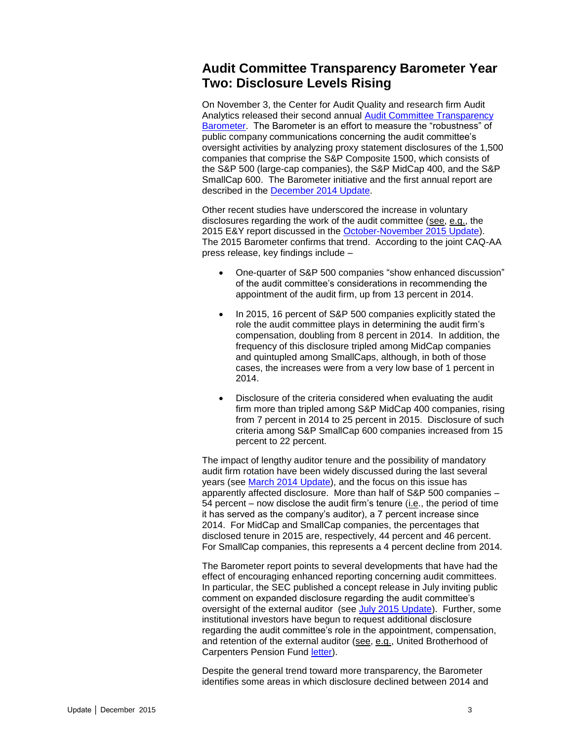## Audit Committee Transparency Barometer Year Two: Disclosure Levels Rising

On November 3, the Center for Audit Quality and research firm Audit Analytics released their second annual Audit Committee Transparency Barometer. The Barometer is an effort to measure the "robustness" of public company communications concerning the audit committee's oversight activities by analyzing proxy statement disclosures of the 1,500 companies that comprise the S&P Composite 1500, which consists of the S&P 500 (large-cap companies), the S&P MidCap 400, and the S&P SmallCap 600. The Barometer initiative and the first annual report are described in the December 2014 Update.

Other recent studies have underscored the increase in voluntary disclosures regarding the work of the audit committee (see, e.g., the 2015 E&Y report discussed in the October-November 2015 Update). The 2015 Barometer confirms that trend. According to the joint CAQ-AA press release, key findings include –

- One-quarter of S&P 500 companies "show enhanced discussion" of the audit committee's considerations in recommending the appointment of the audit firm, up from 13 percent in 2014.

- In 2015, 16 percent of S&P 500 companies explicitly stated the role the audit committee plays in determining the audit firm's compensation, doubling from 8 percent in 2014. In addition, the frequency of this disclosure tripled among MidCap companies and quintupled among SmallCaps, although, in both of those cases, the increases were from a very low base of 1 percent in 2014.

- Disclosure of the criteria considered when evaluating the audit firm more than tripled among S&P MidCap 400 companies, rising from 7 percent in 2014 to 25 percent in 2015. Disclosure of such criteria among S&P SmallCap 600 companies increased from 15 percent to 22 percent.

The impact of lengthy auditor tenure and the possibility of mandatory audit firm rotation have been widely discussed during the last several years (see March 2014 Update), and the focus on this issue has apparently affected disclosure. More than half of S&P 500 companies – 54 percent – now disclose the audit firm's tenure (i.e., the period of time it has served as the company's auditor), a 7 percent increase since 2014. For MidCap and SmallCap companies, the percentages that disclosed tenure in 2015 are, respectively, 44 percent and 46 percent. For SmallCap companies, this represents a 4 percent decline from 2014.

The Barometer report points to several developments that have had the effect of encouraging enhanced reporting concerning audit committees. In particular, the SEC published a concept release in July inviting public comment on expanded disclosure regarding the audit committee's oversight of the external auditor (see July 2015 Update). Further, some institutional investors have begun to request additional disclosure regarding the audit committee's role in the appointment, compensation, and retention of the external auditor (see, e.g., United Brotherhood of Carpenters Pension Fund letter).

Despite the general trend toward more transparency, the Barometer identifies some areas in which disclosure declined between 2014 and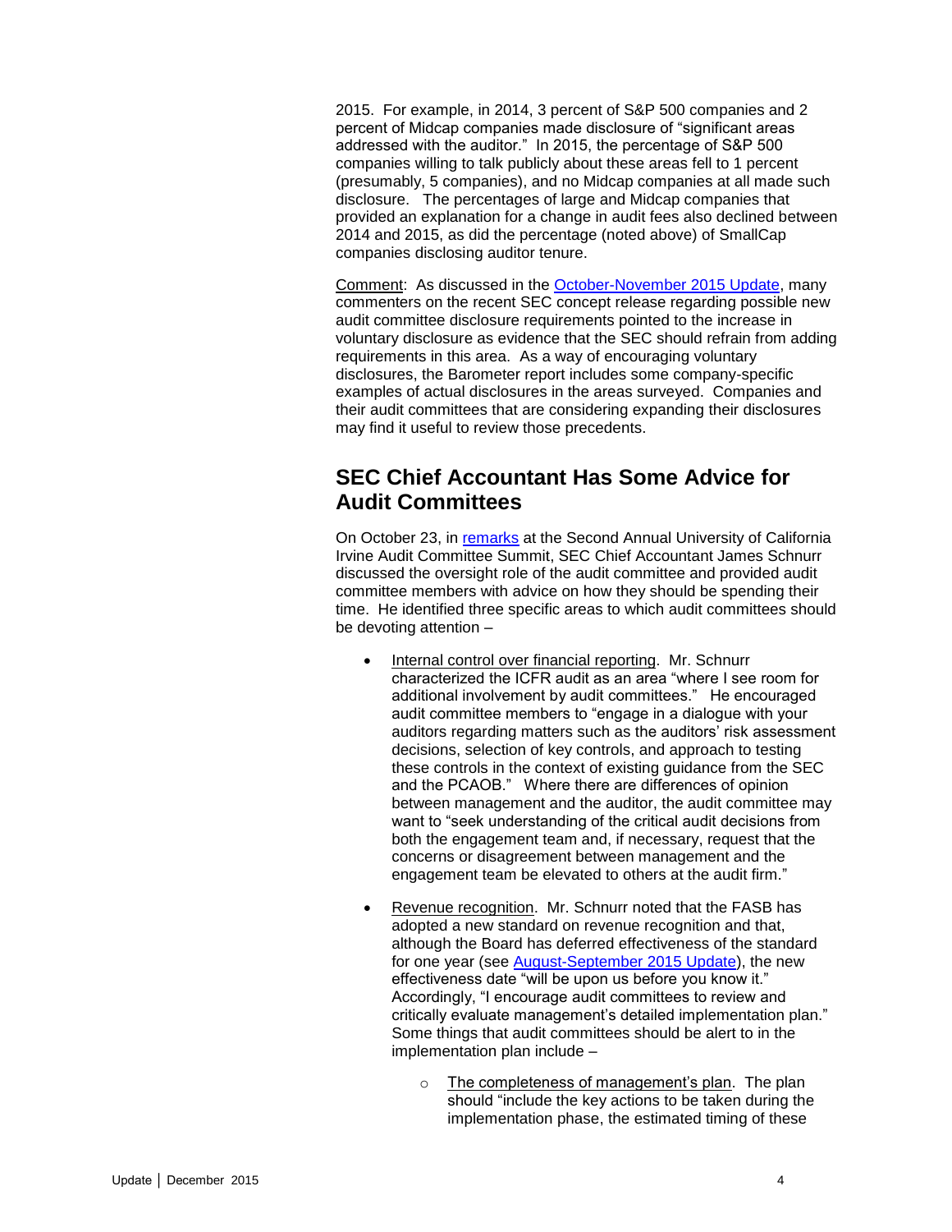2015. For example, in 2014, 3 percent of S&P 500 companies and 2 percent of Midcap companies made disclosure of "significant areas addressed with the auditor." In 2015, the percentage of S&P 500 companies willing to talk publicly about these areas fell to 1 percent (presumably, 5 companies), and no Midcap companies at all made such disclosure. The percentages of large and Midcap companies that provided an explanation for a change in audit fees also declined between 2014 and 2015, as did the percentage (noted above) of SmallCap companies disclosing auditor tenure.

Comment: As discussed in the October-November 2015 Update, many commenters on the recent SEC concept release regarding possible new audit committee disclosure requirements pointed to the increase in voluntary disclosure as evidence that the SEC should refrain from adding requirements in this area. As a way of encouraging voluntary disclosures, the Barometer report includes some company-specific examples of actual disclosures in the areas surveyed. Companies and their audit committees that are considering expanding their disclosures may find it useful to review those precedents.

## SEC Chief Accountant Has Some Advice for Audit Committees

On October 23, in remarks at the Second Annual University of California Irvine Audit Committee Summit, SEC Chief Accountant James Schnurr discussed the oversight role of the audit committee and provided audit committee members with advice on how they should be spending their time. He identified three specific areas to which audit committees should be devoting attention –

- Internal control over financial reporting. Mr. Schnurr characterized the ICFR audit as an area "where I see room for additional involvement by audit committees." He encouraged audit committee members to "engage in a dialogue with your auditors regarding matters such as the auditors' risk assessment decisions, selection of key controls, and approach to testing these controls in the context of existing guidance from the SEC and the PCAOB." Where there are differences of opinion between management and the auditor, the audit committee may want to "seek understanding of the critical audit decisions from both the engagement team and, if necessary, request that the concerns or disagreement between management and the engagement team be elevated to others at the audit firm."

- Revenue recognition. Mr. Schnurr noted that the FASB has adopted a new standard on revenue recognition and that, although the Board has deferred effectiveness of the standard for one year (see August-September 2015 Update), the new effectiveness date "will be upon us before you know it." Accordingly, "I encourage audit committees to review and critically evaluate management's detailed implementation plan." Some things that audit committees should be alert to in the implementation plan include –

    - The completeness of management's plan. The plan should "include the key actions to be taken during the implementation phase, the estimated timing of these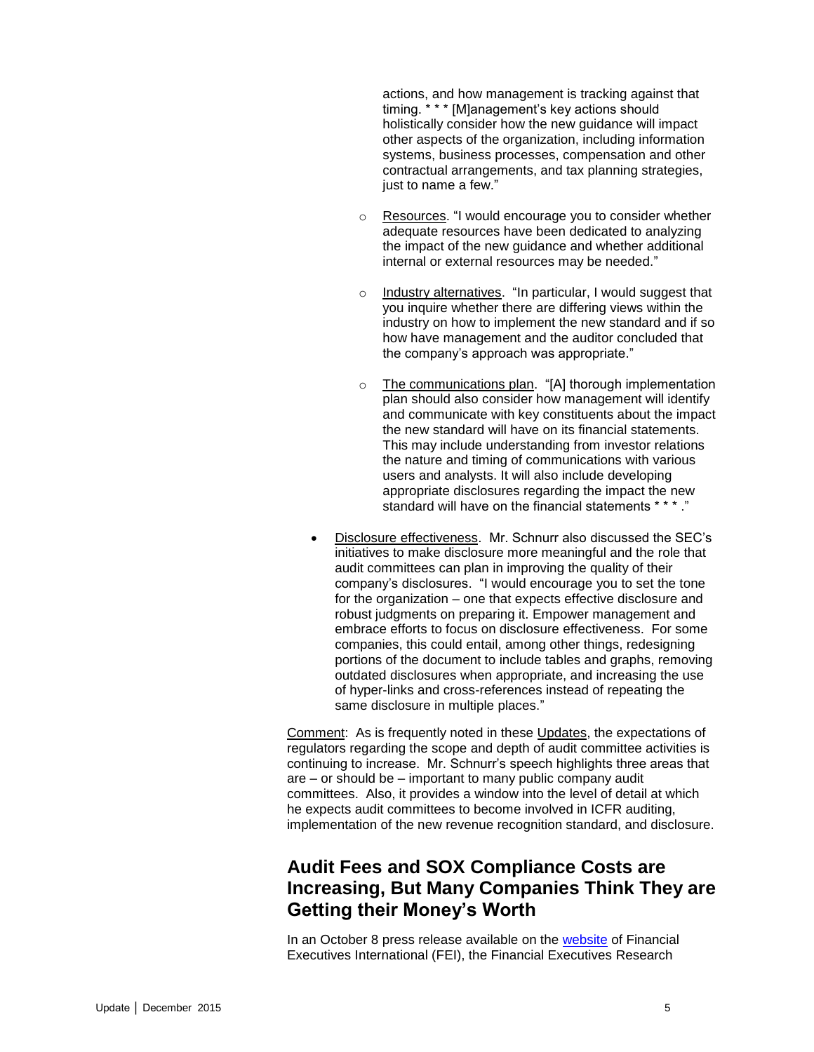actions, and how management is tracking against that timing. * * * [M]anagement's key actions should holistically consider how the new guidance will impact other aspects of the organization, including information systems, business processes, compensation and other contractual arrangements, and tax planning strategies, just to name a few."

  - Resources. "I would encourage you to consider whether adequate resources have been dedicated to analyzing the impact of the new guidance and whether additional internal or external resources may be needed."

  - Industry alternatives. "In particular, I would suggest that you inquire whether there are differing views within the industry on how to implement the new standard and if so how have management and the auditor concluded that the company's approach was appropriate."

  - The communications plan. "[A] thorough implementation plan should also consider how management will identify and communicate with key constituents about the impact the new standard will have on its financial statements. This may include understanding from investor relations the nature and timing of communications with various users and analysts. It will also include developing appropriate disclosures regarding the impact the new standard will have on the financial statements * * * ."

- Disclosure effectiveness. Mr. Schnurr also discussed the SEC's initiatives to make disclosure more meaningful and the role that audit committees can plan in improving the quality of their company's disclosures. "I would encourage you to set the tone for the organization – one that expects effective disclosure and robust judgments on preparing it. Empower management and embrace efforts to focus on disclosure effectiveness. For some companies, this could entail, among other things, redesigning portions of the document to include tables and graphs, removing outdated disclosures when appropriate, and increasing the use of hyper-links and cross-references instead of repeating the same disclosure in multiple places."

Comment: As is frequently noted in these Updates, the expectations of regulators regarding the scope and depth of audit committee activities is continuing to increase. Mr. Schnurr's speech highlights three areas that are – or should be – important to many public company audit committees. Also, it provides a window into the level of detail at which he expects audit committees to become involved in ICFR auditing, implementation of the new revenue recognition standard, and disclosure.

## Audit Fees and SOX Compliance Costs are Increasing, But Many Companies Think They are Getting their Money's Worth

In an October 8 press release available on the website of Financial Executives International (FEI), the Financial Executives Research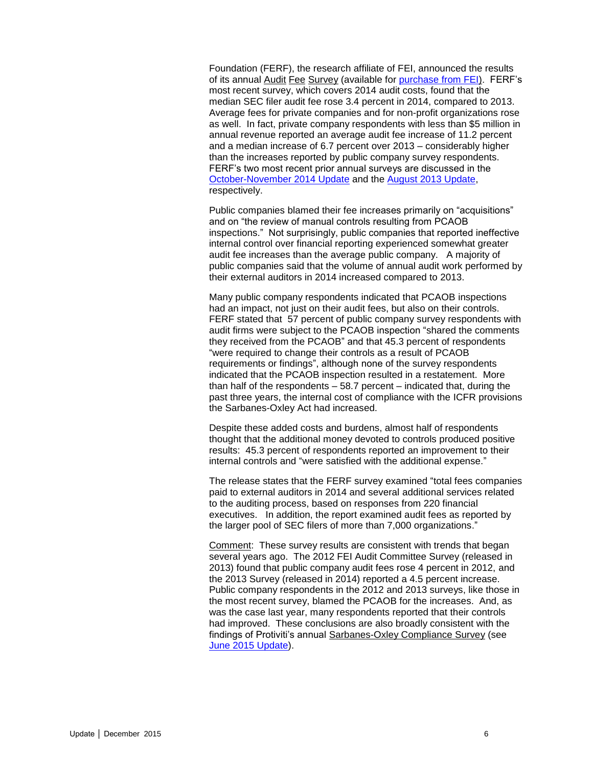Foundation (FERF), the research affiliate of FEI, announced the results of its annual Audit Fee Survey (available for [purchase from FEI](#)). FERF's most recent survey, which covers 2014 audit costs, found that the median SEC filer audit fee rose 3.4 percent in 2014, compared to 2013. Average fees for private companies and for non-profit organizations rose as well. In fact, private company respondents with less than \$5 million in annual revenue reported an average audit fee increase of 11.2 percent and a median increase of 6.7 percent over 2013 – considerably higher than the increases reported by public company survey respondents. FERF's two most recent prior annual surveys are discussed in the [October-November 2014 Update](#) and the [August 2013 Update](#), respectively.

Public companies blamed their fee increases primarily on "acquisitions" and on "the review of manual controls resulting from PCAOB inspections." Not surprisingly, public companies that reported ineffective internal control over financial reporting experienced somewhat greater audit fee increases than the average public company. A majority of public companies said that the volume of annual audit work performed by their external auditors in 2014 increased compared to 2013.

Many public company respondents indicated that PCAOB inspections had an impact, not just on their audit fees, but also on their controls. FERF stated that 57 percent of public company survey respondents with audit firms were subject to the PCAOB inspection "shared the comments they received from the PCAOB" and that 45.3 percent of respondents "were required to change their controls as a result of PCAOB requirements or findings", although none of the survey respondents indicated that the PCAOB inspection resulted in a restatement. More than half of the respondents – 58.7 percent – indicated that, during the past three years, the internal cost of compliance with the ICFR provisions the Sarbanes-Oxley Act had increased.

Despite these added costs and burdens, almost half of respondents thought that the additional money devoted to controls produced positive results: 45.3 percent of respondents reported an improvement to their internal controls and "were satisfied with the additional expense."

The release states that the FERF survey examined "total fees companies paid to external auditors in 2014 and several additional services related to the auditing process, based on responses from 220 financial executives. In addition, the report examined audit fees as reported by the larger pool of SEC filers of more than 7,000 organizations."

Comment: These survey results are consistent with trends that began several years ago. The 2012 FEI Audit Committee Survey (released in 2013) found that public company audit fees rose 4 percent in 2012, and the 2013 Survey (released in 2014) reported a 4.5 percent increase. Public company respondents in the 2012 and 2013 surveys, like those in the most recent survey, blamed the PCAOB for the increases. And, as was the case last year, many respondents reported that their controls had improved. These conclusions are also broadly consistent with the findings of Protiviti's annual Sarbanes-Oxley Compliance Survey (see [June 2015 Update](#)).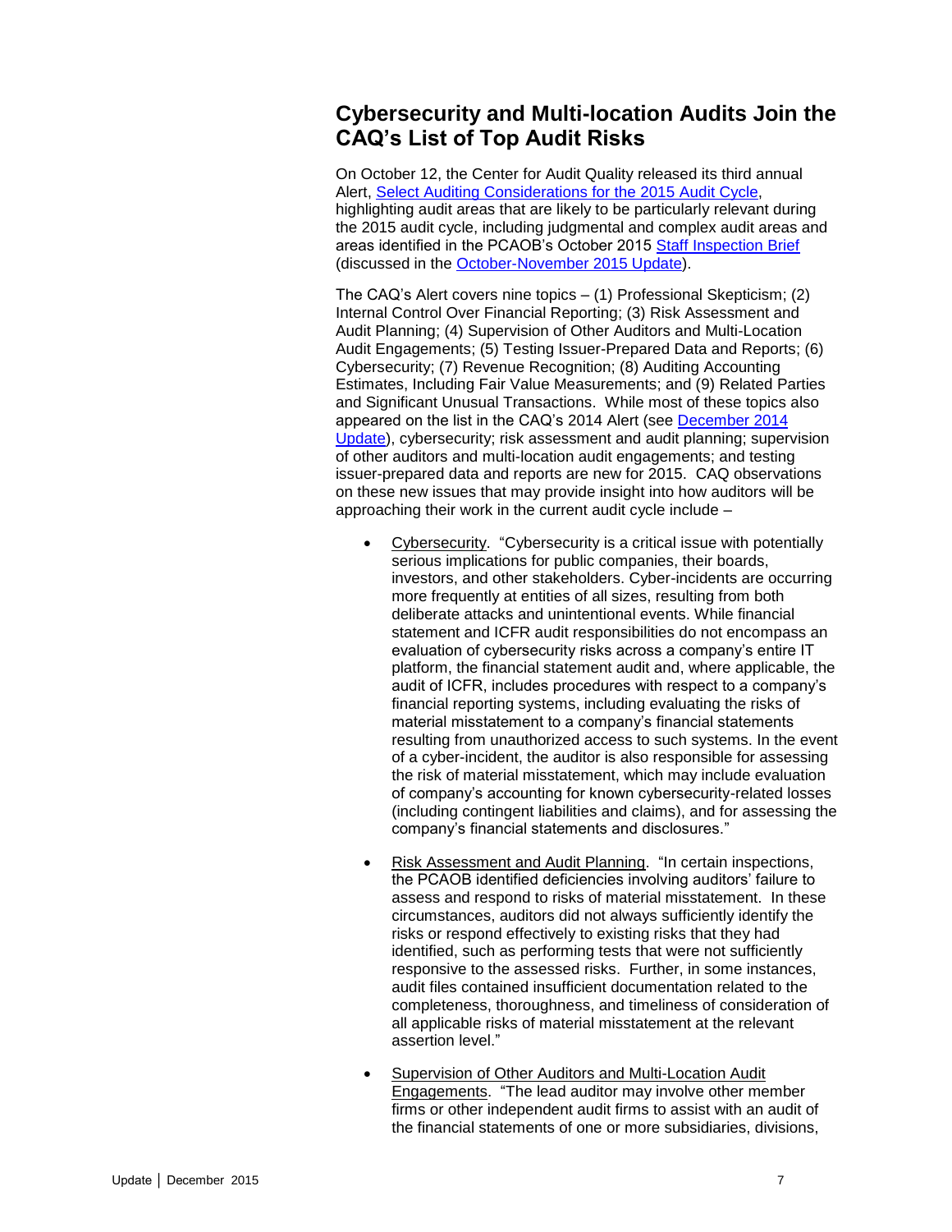## Cybersecurity and Multi-location Audits Join the CAQ's List of Top Audit Risks

On October 12, the Center for Audit Quality released its third annual Alert, [Select Auditing Considerations for the 2015 Audit Cycle](), highlighting audit areas that are likely to be particularly relevant during the 2015 audit cycle, including judgmental and complex audit areas and areas identified in the PCAOB's October 2015 [Staff Inspection Brief]() (discussed in the [October-November 2015 Update]()).

The CAQ's Alert covers nine topics – (1) Professional Skepticism; (2) Internal Control Over Financial Reporting; (3) Risk Assessment and Audit Planning; (4) Supervision of Other Auditors and Multi-Location Audit Engagements; (5) Testing Issuer-Prepared Data and Reports; (6) Cybersecurity; (7) Revenue Recognition; (8) Auditing Accounting Estimates, Including Fair Value Measurements; and (9) Related Parties and Significant Unusual Transactions. While most of these topics also appeared on the list in the CAQ's 2014 Alert (see [December 2014 Update]()), cybersecurity; risk assessment and audit planning; supervision of other auditors and multi-location audit engagements; and testing issuer-prepared data and reports are new for 2015. CAQ observations on these new issues that may provide insight into how auditors will be approaching their work in the current audit cycle include –

- Cybersecurity. "Cybersecurity is a critical issue with potentially serious implications for public companies, their boards, investors, and other stakeholders. Cyber-incidents are occurring more frequently at entities of all sizes, resulting from both deliberate attacks and unintentional events. While financial statement and ICFR audit responsibilities do not encompass an evaluation of cybersecurity risks across a company's entire IT platform, the financial statement audit and, where applicable, the audit of ICFR, includes procedures with respect to a company's financial reporting systems, including evaluating the risks of material misstatement to a company's financial statements resulting from unauthorized access to such systems. In the event of a cyber-incident, the auditor is also responsible for assessing the risk of material misstatement, which may include evaluation of company's accounting for known cybersecurity-related losses (including contingent liabilities and claims), and for assessing the company's financial statements and disclosures."

- Risk Assessment and Audit Planning. "In certain inspections, the PCAOB identified deficiencies involving auditors' failure to assess and respond to risks of material misstatement. In these circumstances, auditors did not always sufficiently identify the risks or respond effectively to existing risks that they had identified, such as performing tests that were not sufficiently responsive to the assessed risks. Further, in some instances, audit files contained insufficient documentation related to the completeness, thoroughness, and timeliness of consideration of all applicable risks of material misstatement at the relevant assertion level."

- Supervision of Other Auditors and Multi-Location Audit Engagements. "The lead auditor may involve other member firms or other independent audit firms to assist with an audit of the financial statements of one or more subsidiaries, divisions,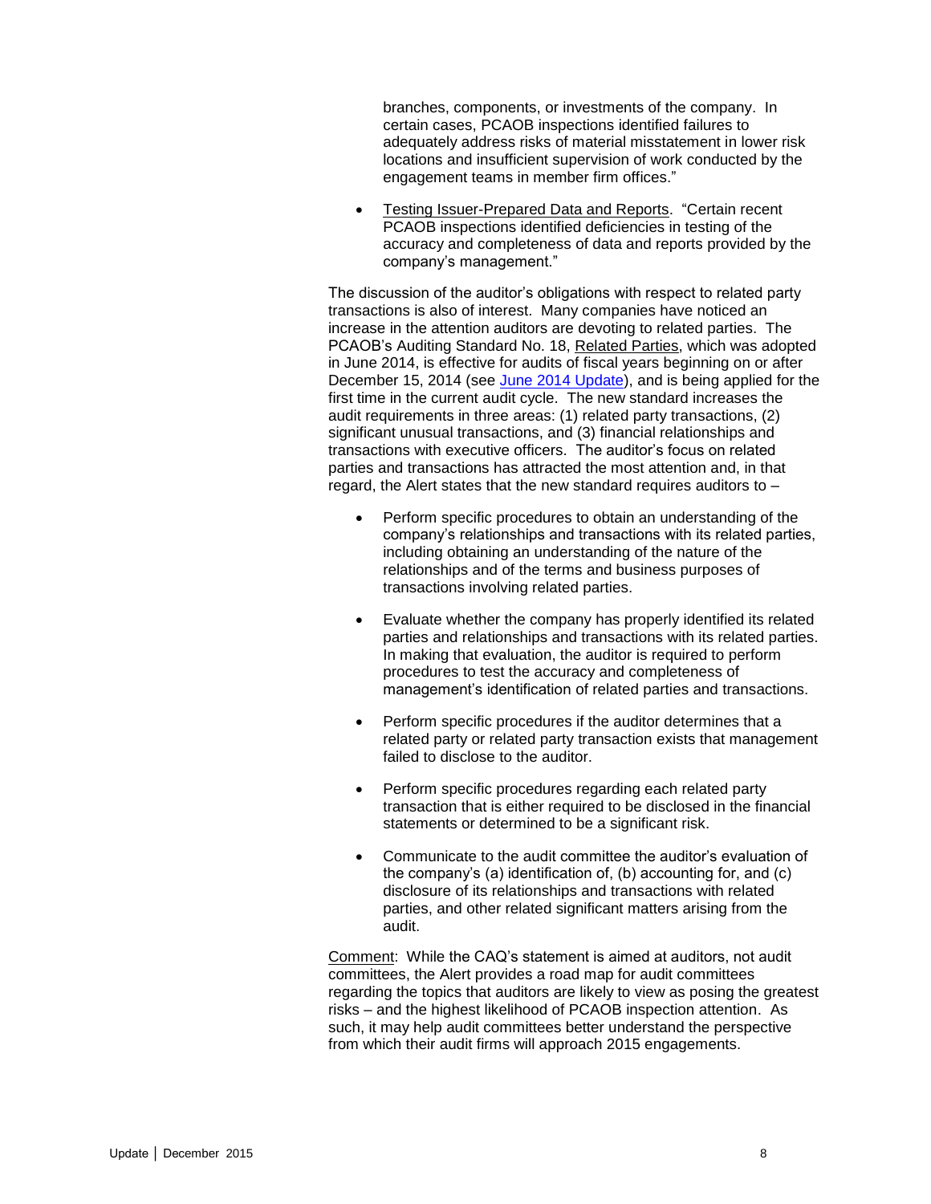branches, components, or investments of the company. In certain cases, PCAOB inspections identified failures to adequately address risks of material misstatement in lower risk locations and insufficient supervision of work conducted by the engagement teams in member firm offices."

- Testing Issuer-Prepared Data and Reports. "Certain recent PCAOB inspections identified deficiencies in testing of the accuracy and completeness of data and reports provided by the company's management."

The discussion of the auditor's obligations with respect to related party transactions is also of interest. Many companies have noticed an increase in the attention auditors are devoting to related parties. The PCAOB's Auditing Standard No. 18, Related Parties, which was adopted in June 2014, is effective for audits of fiscal years beginning on or after December 15, 2014 (see June 2014 Update), and is being applied for the first time in the current audit cycle. The new standard increases the audit requirements in three areas: (1) related party transactions, (2) significant unusual transactions, and (3) financial relationships and transactions with executive officers. The auditor's focus on related parties and transactions has attracted the most attention and, in that regard, the Alert states that the new standard requires auditors to –

- Perform specific procedures to obtain an understanding of the company's relationships and transactions with its related parties, including obtaining an understanding of the nature of the relationships and of the terms and business purposes of transactions involving related parties.

- Evaluate whether the company has properly identified its related parties and relationships and transactions with its related parties. In making that evaluation, the auditor is required to perform procedures to test the accuracy and completeness of management's identification of related parties and transactions.

- Perform specific procedures if the auditor determines that a related party or related party transaction exists that management failed to disclose to the auditor.

- Perform specific procedures regarding each related party transaction that is either required to be disclosed in the financial statements or determined to be a significant risk.

- Communicate to the audit committee the auditor's evaluation of the company's (a) identification of, (b) accounting for, and (c) disclosure of its relationships and transactions with related parties, and other related significant matters arising from the audit.

Comment: While the CAQ's statement is aimed at auditors, not audit committees, the Alert provides a road map for audit committees regarding the topics that auditors are likely to view as posing the greatest risks – and the highest likelihood of PCAOB inspection attention. As such, it may help audit committees better understand the perspective from which their audit firms will approach 2015 engagements.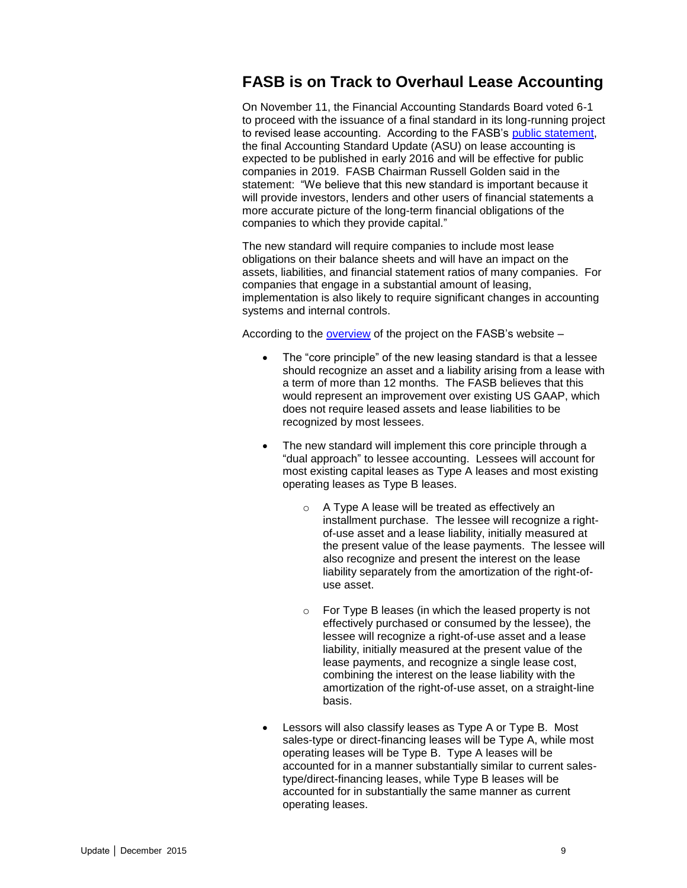## FASB is on Track to Overhaul Lease Accounting

On November 11, the Financial Accounting Standards Board voted 6-1 to proceed with the issuance of a final standard in its long-running project to revised lease accounting. According to the FASB's public statement, the final Accounting Standard Update (ASU) on lease accounting is expected to be published in early 2016 and will be effective for public companies in 2019. FASB Chairman Russell Golden said in the statement: "We believe that this new standard is important because it will provide investors, lenders and other users of financial statements a more accurate picture of the long-term financial obligations of the companies to which they provide capital."

The new standard will require companies to include most lease obligations on their balance sheets and will have an impact on the assets, liabilities, and financial statement ratios of many companies. For companies that engage in a substantial amount of leasing, implementation is also likely to require significant changes in accounting systems and internal controls.

According to the overview of the project on the FASB's website –

- The "core principle" of the new leasing standard is that a lessee should recognize an asset and a liability arising from a lease with a term of more than 12 months. The FASB believes that this would represent an improvement over existing US GAAP, which does not require leased assets and lease liabilities to be recognized by most lessees.

- The new standard will implement this core principle through a "dual approach" to lessee accounting. Lessees will account for most existing capital leases as Type A leases and most existing operating leases as Type B leases.

    - A Type A lease will be treated as effectively an installment purchase. The lessee will recognize a right-of-use asset and a lease liability, initially measured at the present value of the lease payments. The lessee will also recognize and present the interest on the lease liability separately from the amortization of the right-of-use asset.

    - For Type B leases (in which the leased property is not effectively purchased or consumed by the lessee), the lessee will recognize a right-of-use asset and a lease liability, initially measured at the present value of the lease payments, and recognize a single lease cost, combining the interest on the lease liability with the amortization of the right-of-use asset, on a straight-line basis.

- Lessors will also classify leases as Type A or Type B. Most sales-type or direct-financing leases will be Type A, while most operating leases will be Type B. Type A leases will be accounted for in a manner substantially similar to current sales-type/direct-financing leases, while Type B leases will be accounted for in substantially the same manner as current operating leases.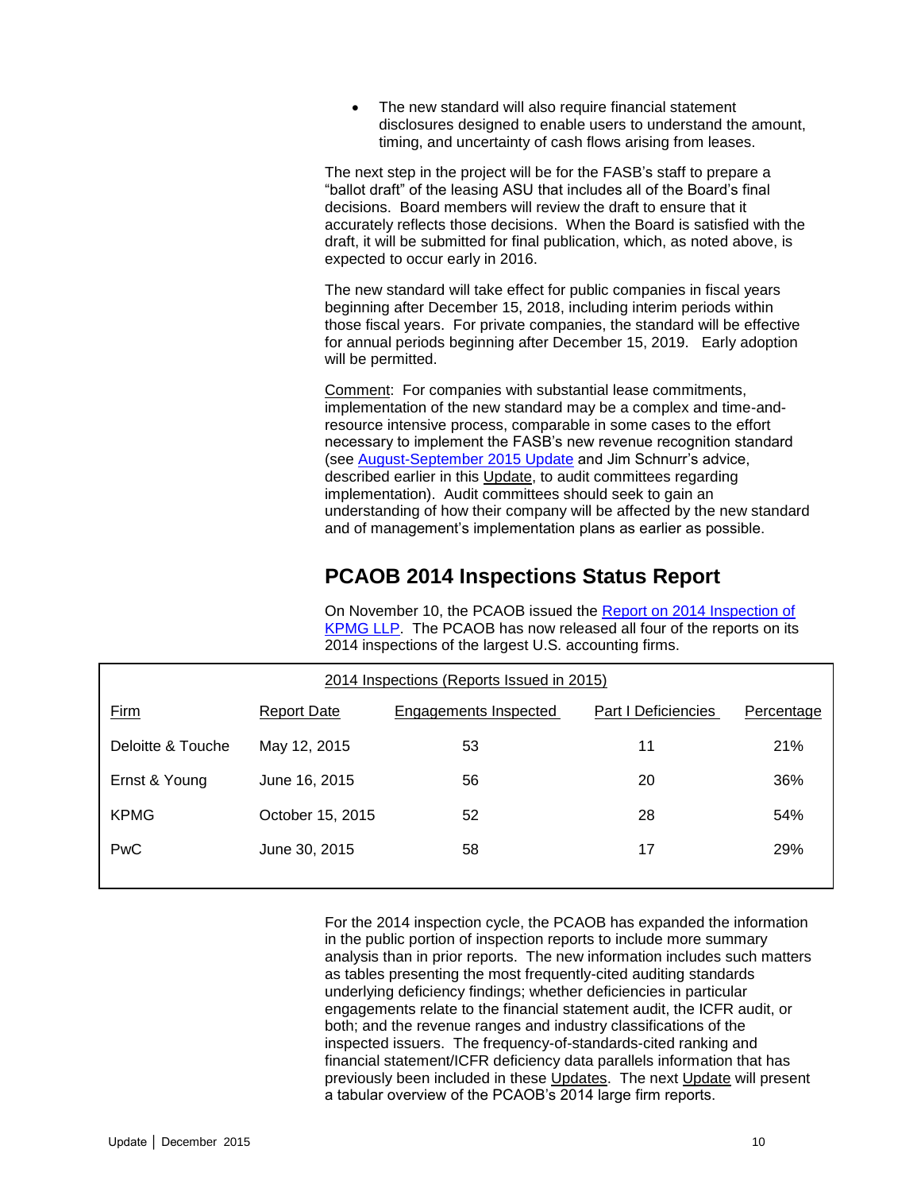- The new standard will also require financial statement disclosures designed to enable users to understand the amount, timing, and uncertainty of cash flows arising from leases.

The next step in the project will be for the FASB's staff to prepare a "ballot draft" of the leasing ASU that includes all of the Board's final decisions. Board members will review the draft to ensure that it accurately reflects those decisions. When the Board is satisfied with the draft, it will be submitted for final publication, which, as noted above, is expected to occur early in 2016.

The new standard will take effect for public companies in fiscal years beginning after December 15, 2018, including interim periods within those fiscal years. For private companies, the standard will be effective for annual periods beginning after December 15, 2019. Early adoption will be permitted.

Comment: For companies with substantial lease commitments, implementation of the new standard may be a complex and time-and-resource intensive process, comparable in some cases to the effort necessary to implement the FASB's new revenue recognition standard (see August-September 2015 Update and Jim Schnurr's advice, described earlier in this Update, to audit committees regarding implementation). Audit committees should seek to gain an understanding of how their company will be affected by the new standard and of management's implementation plans as earlier as possible.

## PCAOB 2014 Inspections Status Report

On November 10, the PCAOB issued the Report on 2014 Inspection of KPMG LLP. The PCAOB has now released all four of the reports on its 2014 inspections of the largest U.S. accounting firms.

2014 Inspections (Reports Issued in 2015)

| Firm | Report Date | Engagements Inspected | Part I Deficiencies | Percentage |
|---|---|---|---|---|
| Deloitte & Touche | May 12, 2015 | 53 | 11 | 21% |
| Ernst & Young | June 16, 2015 | 56 | 20 | 36% |
| KPMG | October 15, 2015 | 52 | 28 | 54% |
| PwC | June 30, 2015 | 58 | 17 | 29% |

For the 2014 inspection cycle, the PCAOB has expanded the information in the public portion of inspection reports to include more summary analysis than in prior reports. The new information includes such matters as tables presenting the most frequently-cited auditing standards underlying deficiency findings; whether deficiencies in particular engagements relate to the financial statement audit, the ICFR audit, or both; and the revenue ranges and industry classifications of the inspected issuers. The frequency-of-standards-cited ranking and financial statement/ICFR deficiency data parallels information that has previously been included in these Updates. The next Update will present a tabular overview of the PCAOB's 2014 large firm reports.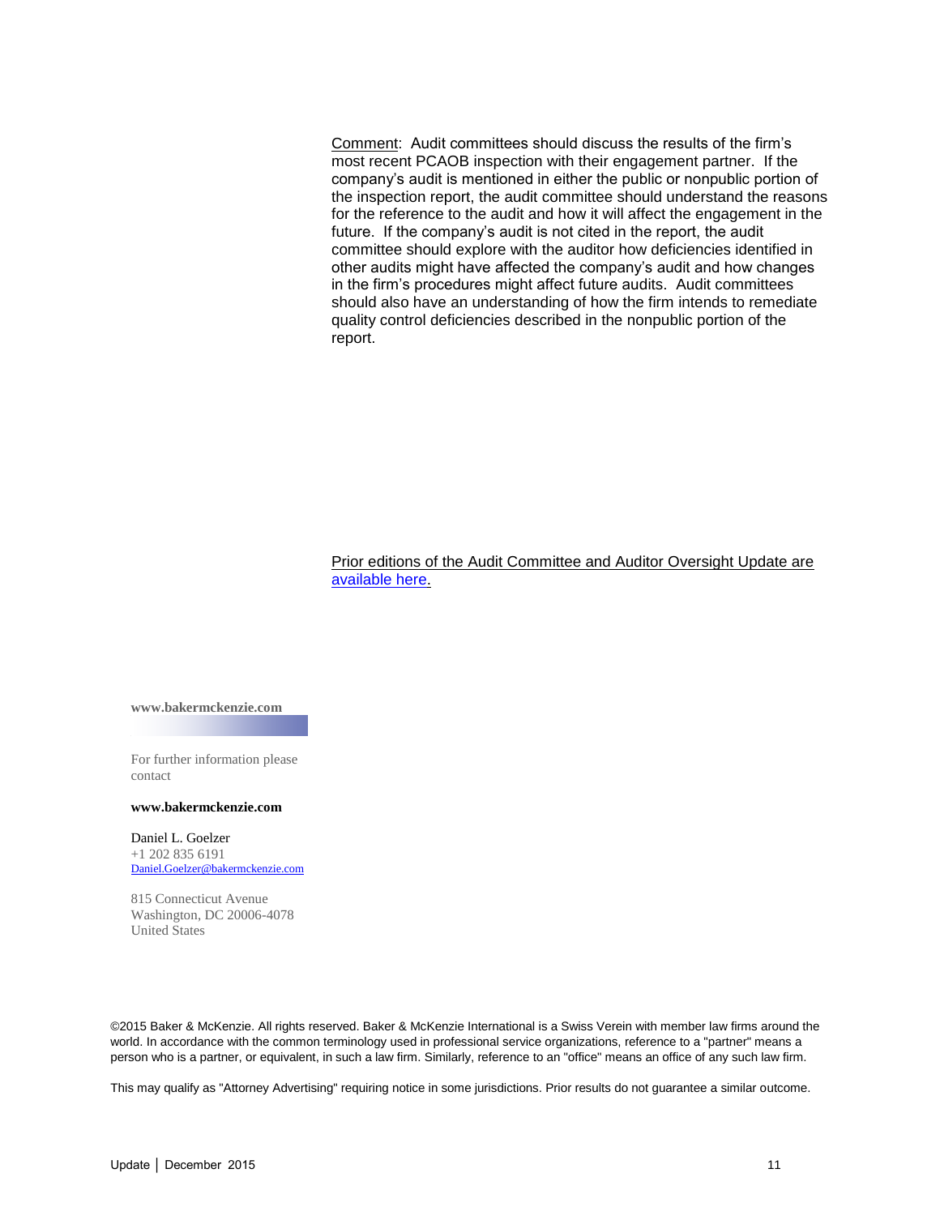Comment: Audit committees should discuss the results of the firm's most recent PCAOB inspection with their engagement partner. If the company's audit is mentioned in either the public or nonpublic portion of the inspection report, the audit committee should understand the reasons for the reference to the audit and how it will affect the engagement in the future. If the company's audit is not cited in the report, the audit committee should explore with the auditor how deficiencies identified in other audits might have affected the company's audit and how changes in the firm's procedures might affect future audits. Audit committees should also have an understanding of how the firm intends to remediate quality control deficiencies described in the nonpublic portion of the report.

Prior editions of the Audit Committee and Auditor Oversight Update are available here.

**www.bakermckenzie.com**

For further information please contact

**www.bakermckenzie.com**

Daniel L. Goelzer
+1 202 835 6191
Daniel.Goelzer@bakermckenzie.com

815 Connecticut Avenue
Washington, DC 20006-4078
United States

©2015 Baker & McKenzie. All rights reserved. Baker & McKenzie International is a Swiss Verein with member law firms around the world. In accordance with the common terminology used in professional service organizations, reference to a "partner" means a person who is a partner, or equivalent, in such a law firm. Similarly, reference to an "office" means an office of any such law firm.

This may qualify as "Attorney Advertising" requiring notice in some jurisdictions. Prior results do not guarantee a similar outcome.